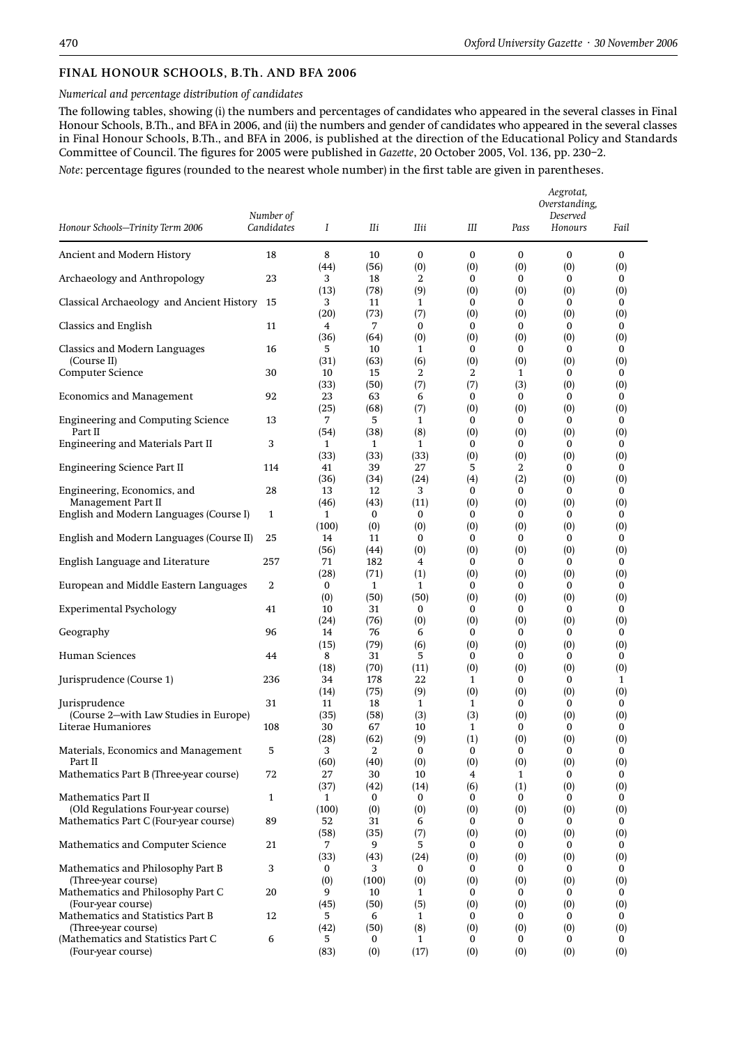## FINAL HONOUR SCHOOLS, B.Th. AND BFA 2006

*Numerical and percentage distribution of candidates*

The following tables, showing (i) the numbers and percentages of candidates who appeared in the several classes in Final Honour Schools, B.Th., and BFA in 2006, and (ii) the numbers and gender of candidates who appeared in the several classes in Final Honour Schools, B.Th., and BFA in 2006, is published at the direction of the Educational Policy and Standards Committee of Council. The figures for 2005 were published in *Gazette*, 20 October 2005, Vol. 136, pp. 230–2.

*Note*: percentage figures (rounded to the nearest whole number) in the first table are given in parentheses.

| *Honour Schools—Trinity Term 2006* | *Number of Candidates* | *I* | *IIi* | *IIii* | *III* | *Pass* | *Aegrotat, Overstanding, Deserved Honours* | *Fail* |
|---|---|---|---|---|---|---|---|---|
| Ancient and Modern History | 18 | 8 (44) | 10 (56) | 0 (0) | 0 (0) | 0 (0) | 0 (0) | 0 (0) |
| Archaeology and Anthropology | 23 | 3 (13) | 18 (78) | 2 (9) | 0 (0) | 0 (0) | 0 (0) | 0 (0) |
| Classical Archaeology and Ancient History | 15 | 3 (20) | 11 (73) | 1 (7) | 0 (0) | 0 (0) | 0 (0) | 0 (0) |
| Classics and English | 11 | 4 (36) | 7 (64) | 0 (0) | 0 (0) | 0 (0) | 0 (0) | 0 (0) |
| Classics and Modern Languages (Course II) | 16 | 5 (31) | 10 (63) | 1 (6) | 0 (0) | 0 (0) | 0 (0) | 0 (0) |
| Computer Science | 30 | 10 (33) | 15 (50) | 2 (7) | 2 (7) | 1 (3) | 0 (0) | 0 (0) |
| Economics and Management | 92 | 23 (25) | 63 (68) | 6 (7) | 0 (0) | 0 (0) | 0 (0) | 0 (0) |
| Engineering and Computing Science Part II | 13 | 7 (54) | 5 (38) | 1 (8) | 0 (0) | 0 (0) | 0 (0) | 0 (0) |
| Engineering and Materials Part II | 3 | 1 (33) | 1 (33) | 1 (33) | 0 (0) | 0 (0) | 0 (0) | 0 (0) |
| Engineering Science Part II | 114 | 41 (36) | 39 (34) | 27 (24) | 5 (4) | 2 (2) | 0 (0) | 0 (0) |
| Engineering, Economics, and Management Part II | 28 | 13 (46) | 12 (43) | 3 (11) | 0 (0) | 0 (0) | 0 (0) | 0 (0) |
| English and Modern Languages (Course I) | 1 | 1 (100) | 0 (0) | 0 (0) | 0 (0) | 0 (0) | 0 (0) | 0 (0) |
| English and Modern Languages (Course II) | 25 | 14 (56) | 11 (44) | 0 (0) | 0 (0) | 0 (0) | 0 (0) | 0 (0) |
| English Language and Literature | 257 | 71 (28) | 182 (71) | 4 (1) | 0 (0) | 0 (0) | 0 (0) | 0 (0) |
| European and Middle Eastern Languages | 2 | 0 (0) | 1 (50) | 1 (50) | 0 (0) | 0 (0) | 0 (0) | 0 (0) |
| Experimental Psychology | 41 | 10 (24) | 31 (76) | 0 (0) | 0 (0) | 0 (0) | 0 (0) | 0 (0) |
| Geography | 96 | 14 (15) | 76 (79) | 6 (6) | 0 (0) | 0 (0) | 0 (0) | 0 (0) |
| Human Sciences | 44 | 8 (18) | 31 (70) | 5 (11) | 0 (0) | 0 (0) | 0 (0) | 0 (0) |
| Jurisprudence (Course 1) | 236 | 34 (14) | 178 (75) | 22 (9) | 1 (0) | 0 (0) | 0 (0) | 1 (0) |
| Jurisprudence (Course 2—with Law Studies in Europe) | 31 | 11 (35) | 18 (58) | 1 (3) | 1 (3) | 0 (0) | 0 (0) | 0 (0) |
| Literae Humaniores | 108 | 30 (28) | 67 (62) | 10 (9) | 1 (1) | 0 (0) | 0 (0) | 0 (0) |
| Materials, Economics and Management Part II | 5 | 3 (60) | 2 (40) | 0 (0) | 0 (0) | 0 (0) | 0 (0) | 0 (0) |
| Mathematics Part B (Three-year course) | 72 | 27 (37) | 30 (42) | 10 (14) | 4 (6) | 1 (1) | 0 (0) | 0 (0) |
| Mathematics Part II (Old Regulations Four-year course) | 1 | 1 (100) | 0 (0) | 0 (0) | 0 (0) | 0 (0) | 0 (0) | 0 (0) |
| Mathematics Part C (Four-year course) | 89 | 52 (58) | 31 (35) | 6 (7) | 0 (0) | 0 (0) | 0 (0) | 0 (0) |
| Mathematics and Computer Science | 21 | 7 (33) | 9 (43) | 5 (24) | 0 (0) | 0 (0) | 0 (0) | 0 (0) |
| Mathematics and Philosophy Part B (Three-year course) | 3 | 0 (0) | 3 (100) | 0 (0) | 0 (0) | 0 (0) | 0 (0) | 0 (0) |
| Mathematics and Philosophy Part C (Four-year course) | 20 | 9 (45) | 10 (50) | 1 (5) | 0 (0) | 0 (0) | 0 (0) | 0 (0) |
| Mathematics and Statistics Part B (Three-year course) | 12 | 5 (42) | 6 (50) | 1 (8) | 0 (0) | 0 (0) | 0 (0) | 0 (0) |
| (Mathematics and Statistics Part C (Four-year course) | 6 | 5 (83) | 0 (0) | 1 (17) | 0 (0) | 0 (0) | 0 (0) | 0 (0) |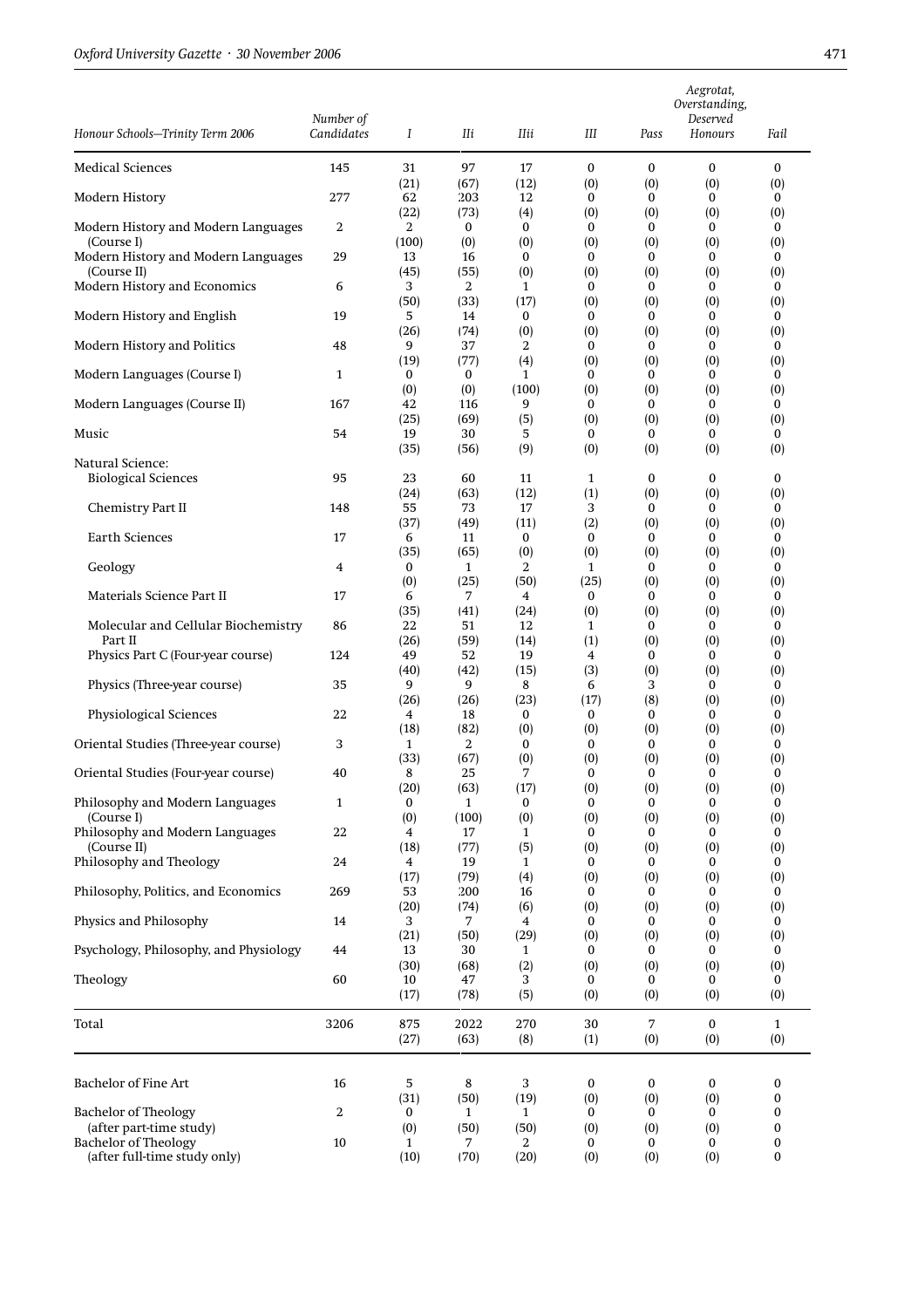| Honour Schools—Trinity Term 2006 | Number of Candidates | I | IIi | IIii | III | Pass | Aegrotat, Overstanding, Deserved Honours | Fail |
|---|---|---|---|---|---|---|---|---|
| Medical Sciences | 145 | 31 | 97 | 17 | 0 | 0 | 0 | 0 |
| | | (21) | (67) | (12) | (0) | (0) | (0) | (0) |
| Modern History | 277 | 62 | 203 | 12 | 0 | 0 | 0 | 0 |
| | | (22) | (73) | (4) | (0) | (0) | (0) | (0) |
| Modern History and Modern Languages (Course I) | 2 | 2 | 0 | 0 | 0 | 0 | 0 | 0 |
| | | (100) | (0) | (0) | (0) | (0) | (0) | (0) |
| Modern History and Modern Languages (Course II) | 29 | 13 | 16 | 0 | 0 | 0 | 0 | 0 |
| | | (45) | (55) | (0) | (0) | (0) | (0) | (0) |
| Modern History and Economics | 6 | 3 | 2 | 1 | 0 | 0 | 0 | 0 |
| | | (50) | (33) | (17) | (0) | (0) | (0) | (0) |
| Modern History and English | 19 | 5 | 14 | 0 | 0 | 0 | 0 | 0 |
| | | (26) | (74) | (0) | (0) | (0) | (0) | (0) |
| Modern History and Politics | 48 | 9 | 37 | 2 | 0 | 0 | 0 | 0 |
| | | (19) | (77) | (4) | (0) | (0) | (0) | (0) |
| Modern Languages (Course I) | 1 | 0 | 0 | 1 | 0 | 0 | 0 | 0 |
| | | (0) | (0) | (100) | (0) | (0) | (0) | (0) |
| Modern Languages (Course II) | 167 | 42 | 116 | 9 | 0 | 0 | 0 | 0 |
| | | (25) | (69) | (5) | (0) | (0) | (0) | (0) |
| Music | 54 | 19 | 30 | 5 | 0 | 0 | 0 | 0 |
| | | (35) | (56) | (9) | (0) | (0) | (0) | (0) |
| Natural Science: | | | | | | | | |
| Biological Sciences | 95 | 23 | 60 | 11 | 1 | 0 | 0 | 0 |
| | | (24) | (63) | (12) | (1) | (0) | (0) | (0) |
| Chemistry Part II | 148 | 55 | 73 | 17 | 3 | 0 | 0 | 0 |
| | | (37) | (49) | (11) | (2) | (0) | (0) | (0) |
| Earth Sciences | 17 | 6 | 11 | 0 | 0 | 0 | 0 | 0 |
| | | (35) | (65) | (0) | (0) | (0) | (0) | (0) |
| Geology | 4 | 0 | 1 | 2 | 1 | 0 | 0 | 0 |
| | | (0) | (25) | (50) | (25) | (0) | (0) | (0) |
| Materials Science Part II | 17 | 6 | 7 | 4 | 0 | 0 | 0 | 0 |
| | | (35) | (41) | (24) | (0) | (0) | (0) | (0) |
| Molecular and Cellular Biochemistry Part II | 86 | 22 | 51 | 12 | 1 | 0 | 0 | 0 |
| | | (26) | (59) | (14) | (1) | (0) | (0) | (0) |
| Physics Part C (Four-year course) | 124 | 49 | 52 | 19 | 4 | 0 | 0 | 0 |
| | | (40) | (42) | (15) | (3) | (0) | (0) | (0) |
| Physics (Three-year course) | 35 | 9 | 9 | 8 | 6 | 3 | 0 | 0 |
| | | (26) | (26) | (23) | (17) | (8) | (0) | (0) |
| Physiological Sciences | 22 | 4 | 18 | 0 | 0 | 0 | 0 | 0 |
| | | (18) | (82) | (0) | (0) | (0) | (0) | (0) |
| Oriental Studies (Three-year course) | 3 | 1 | 2 | 0 | 0 | 0 | 0 | 0 |
| | | (33) | (67) | (0) | (0) | (0) | (0) | (0) |
| Oriental Studies (Four-year course) | 40 | 8 | 25 | 7 | 0 | 0 | 0 | 0 |
| | | (20) | (63) | (17) | (0) | (0) | (0) | (0) |
| Philosophy and Modern Languages (Course I) | 1 | 0 | 1 | 0 | 0 | 0 | 0 | 0 |
| | | (0) | (100) | (0) | (0) | (0) | (0) | (0) |
| Philosophy and Modern Languages (Course II) | 22 | 4 | 17 | 1 | 0 | 0 | 0 | 0 |
| | | (18) | (77) | (5) | (0) | (0) | (0) | (0) |
| Philosophy and Theology | 24 | 4 | 19 | 1 | 0 | 0 | 0 | 0 |
| | | (17) | (79) | (4) | (0) | (0) | (0) | (0) |
| Philosophy, Politics, and Economics | 269 | 53 | 200 | 16 | 0 | 0 | 0 | 0 |
| | | (20) | (74) | (6) | (0) | (0) | (0) | (0) |
| Physics and Philosophy | 14 | 3 | 7 | 4 | 0 | 0 | 0 | 0 |
| | | (21) | (50) | (29) | (0) | (0) | (0) | (0) |
| Psychology, Philosophy, and Physiology | 44 | 13 | 30 | 1 | 0 | 0 | 0 | 0 |
| | | (30) | (68) | (2) | (0) | (0) | (0) | (0) |
| Theology | 60 | 10 | 47 | 3 | 0 | 0 | 0 | 0 |
| | | (17) | (78) | (5) | (0) | (0) | (0) | (0) |
| Total | 3206 | 875 | 2022 | 270 | 30 | 7 | 0 | 1 |
| | | (27) | (63) | (8) | (1) | (0) | (0) | (0) |
| Bachelor of Fine Art | 16 | 5 | 8 | 3 | 0 | 0 | 0 | 0 |
| | | (31) | (50) | (19) | (0) | (0) | (0) | 0 |
| Bachelor of Theology (after part-time study) | 2 | 0 | 1 | 1 | 0 | 0 | 0 | 0 |
| | | (0) | (50) | (50) | (0) | (0) | (0) | 0 |
| Bachelor of Theology (after full-time study only) | 10 | 1 | 7 | 2 | 0 | 0 | 0 | 0 |
| | | (10) | (70) | (20) | (0) | (0) | (0) | 0 |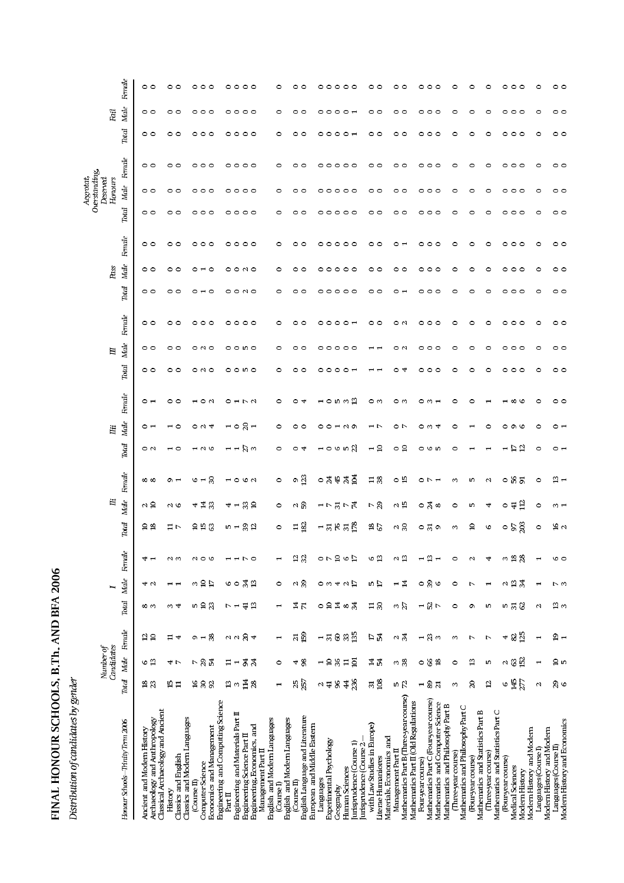# FINAL HONOUR SCHOOLS, B.Th. AND BFA 2006

*Distribution of candidates by gender*

| *Honour Schools—Trinity Term 2006* | *Number of Candidates* | | | *I* | | | *IIi* | | | *IIii* | | | *III* | | | *Pass* | | | *Aegrotat, Overstanding, Deserved Honours* | | | *Fail* | | |
|---|---|---|---|---|---|---|---|---|---|---|---|---|---|---|---|---|---|---|---|---|---|---|---|---|
| | *Total* | *Male* | *Female* | *Total* | *Male* | *Female* | *Total* | *Male* | *Female* | *Total* | *Male* | *Female* | *Total* | *Male* | *Female* | *Total* | *Male* | *Female* | *Total* | *Male* | *Female* | *Total* | *Male* | *Female* |
| Ancient and Modern History | 18 | 6 | 12 | 8 | 4 | 4 | 10 | 2 | 8 | 0 | 0 | 0 | 0 | 0 | 0 | 0 | 0 | 0 | 0 | 0 | 0 | 0 | 0 | 0 |
| Archaeology and Anthropology | 23 | 13 | 10 | 3 | 2 | 1 | 18 | 10 | 8 | 2 | 1 | 1 | 0 | 0 | 0 | 0 | 0 | 0 | 0 | 0 | 0 | 0 | 0 | 0 |
| Classical Archaeology and Ancient History | 15 | 4 | 11 | 3 | 1 | 2 | 11 | 2 | 9 | 1 | 1 | 0 | 0 | 0 | 0 | 0 | 0 | 0 | 0 | 0 | 0 | 0 | 0 | 0 |
| Classics and English | 11 | 7 | 4 | 4 | 1 | 3 | 7 | 6 | 1 | 0 | 0 | 0 | 0 | 0 | 0 | 0 | 0 | 0 | 0 | 0 | 0 | 0 | 0 | 0 |
| Classics and Modern Languages (Course II) | 16 | 7 | 9 | 5 | 3 | 2 | 10 | 4 | 6 | 1 | 0 | 1 | 0 | 0 | 0 | 0 | 0 | 0 | 0 | 0 | 0 | 0 | 0 | 0 |
| Computer Science | 30 | 29 | 1 | 10 | 10 | 0 | 15 | 14 | 1 | 2 | 2 | 0 | 2 | 2 | 0 | 1 | 1 | 0 | 0 | 0 | 0 | 0 | 0 | 0 |
| Economics and Management | 92 | 54 | 38 | 23 | 17 | 6 | 63 | 33 | 30 | 6 | 4 | 2 | 0 | 0 | 0 | 0 | 0 | 0 | 0 | 0 | 0 | 0 | 0 | 0 |
| Engineering and Computing Science Part II | 13 | 11 | 2 | 7 | 6 | 1 | 5 | 4 | 1 | 1 | 1 | 0 | 0 | 0 | 0 | 0 | 0 | 0 | 0 | 0 | 0 | 0 | 0 | 0 |
| Engineering and Materials Part II | 3 | 1 | 2 | 1 | 0 | 1 | 1 | 1 | 0 | 1 | 0 | 1 | 0 | 0 | 0 | 0 | 0 | 0 | 0 | 0 | 0 | 0 | 0 | 0 |
| Engineering Science Part II | 114 | 94 | 20 | 41 | 34 | 7 | 39 | 33 | 6 | 27 | 20 | 7 | 5 | 5 | 0 | 2 | 2 | 0 | 0 | 0 | 0 | 0 | 0 | 0 |
| Engineering, Economics, and Management Part II | 28 | 24 | 4 | 13 | 13 | 0 | 12 | 10 | 2 | 3 | 1 | 2 | 0 | 0 | 0 | 0 | 0 | 0 | 0 | 0 | 0 | 0 | 0 | 0 |
| English and Modern Languages (Course I) | 1 | 0 | 1 | 1 | 0 | 1 | 0 | 0 | 0 | 0 | 0 | 0 | 0 | 0 | 0 | 0 | 0 | 0 | 0 | 0 | 0 | 0 | 0 | 0 |
| English and Modern Languages (Course II) | 25 | 4 | 21 | 14 | 2 | 12 | 11 | 2 | 9 | 0 | 0 | 0 | 0 | 0 | 0 | 0 | 0 | 0 | 0 | 0 | 0 | 0 | 0 | 0 |
| English Language and Literature | 257 | 98 | 159 | 71 | 39 | 32 | 182 | 59 | 123 | 4 | 0 | 4 | 0 | 0 | 0 | 0 | 0 | 0 | 0 | 0 | 0 | 0 | 0 | 0 |
| European and Middle Eastern Languages | 2 | 1 | 1 | 0 | 0 | 0 | 1 | 1 | 0 | 1 | 0 | 1 | 0 | 0 | 0 | 0 | 0 | 0 | 0 | 0 | 0 | 0 | 0 | 0 |
| Experimental Psychology | 41 | 10 | 31 | 10 | 3 | 7 | 31 | 7 | 24 | 0 | 0 | 0 | 0 | 0 | 0 | 0 | 0 | 0 | 0 | 0 | 0 | 0 | 0 | 0 |
| Geography | 96 | 36 | 60 | 14 | 4 | 10 | 76 | 31 | 45 | 6 | 1 | 5 | 0 | 0 | 0 | 0 | 0 | 0 | 0 | 0 | 0 | 0 | 0 | 0 |
| Human Sciences | 44 | 11 | 33 | 8 | 2 | 6 | 31 | 7 | 24 | 5 | 2 | 3 | 0 | 0 | 0 | 0 | 0 | 0 | 0 | 0 | 0 | 0 | 0 | 0 |
| Jurisprudence (Course 1) | 236 | 101 | 135 | 34 | 17 | 17 | 178 | 74 | 104 | 22 | 9 | 13 | 1 | 0 | 1 | 0 | 0 | 0 | 0 | 0 | 0 | 1 | 1 | 0 |
| Jurisprudence (Course 2—with Law Studies in Europe) | 31 | 14 | 17 | 11 | 5 | 6 | 18 | 7 | 11 | 1 | 1 | 0 | 1 | 1 | 0 | 0 | 0 | 0 | 0 | 0 | 0 | 0 | 0 | 0 |
| Literae Humaniores | 108 | 54 | 54 | 30 | 17 | 13 | 67 | 29 | 38 | 10 | 7 | 3 | 1 | 1 | 0 | 0 | 0 | 0 | 0 | 0 | 0 | 0 | 0 | 0 |
| Materials, Economics and Management Part II | 5 | 3 | 2 | 3 | 1 | 2 | 2 | 2 | 0 | 0 | 0 | 0 | 0 | 0 | 0 | 0 | 0 | 0 | 0 | 0 | 0 | 0 | 0 | 0 |
| Mathematics Part B (Three-year course) | 72 | 38 | 34 | 27 | 14 | 13 | 30 | 15 | 15 | 10 | 7 | 3 | 4 | 2 | 2 | 1 | 0 | 1 | 0 | 0 | 0 | 0 | 0 | 0 |
| Mathematics Part II (Old Regulations Four-year course) | 1 | 0 | 1 | 1 | 0 | 1 | 0 | 0 | 0 | 0 | 0 | 0 | 0 | 0 | 0 | 0 | 0 | 0 | 0 | 0 | 0 | 0 | 0 | 0 |
| Mathematics Part C (Four-year course) | 89 | 66 | 23 | 52 | 39 | 13 | 31 | 24 | 7 | 6 | 3 | 3 | 0 | 0 | 0 | 0 | 0 | 0 | 0 | 0 | 0 | 0 | 0 | 0 |
| Mathematics and Computer Science | 21 | 18 | 3 | 7 | 6 | 1 | 9 | 8 | 1 | 5 | 4 | 1 | 0 | 0 | 0 | 0 | 0 | 0 | 0 | 0 | 0 | 0 | 0 | 0 |
| Mathematics and Philosophy Part B (Three-year course) | 3 | 0 | 3 | 0 | 0 | 0 | 3 | 0 | 3 | 0 | 0 | 0 | 0 | 0 | 0 | 0 | 0 | 0 | 0 | 0 | 0 | 0 | 0 | 0 |
| Mathematics and Philosophy Part C (Four-year course) | 20 | 13 | 7 | 9 | 7 | 2 | 10 | 5 | 5 | 1 | 1 | 0 | 0 | 0 | 0 | 0 | 0 | 0 | 0 | 0 | 0 | 0 | 0 | 0 |
| Mathematics and Statistics Part B (Three-year course) | 12 | 5 | 7 | 5 | 1 | 4 | 6 | 4 | 2 | 1 | 0 | 1 | 0 | 0 | 0 | 0 | 0 | 0 | 0 | 0 | 0 | 0 | 0 | 0 |
| Mathematics and Statistics Part C (Four-year course) | 6 | 2 | 4 | 5 | 2 | 3 | 0 | 0 | 0 | 1 | 0 | 1 | 0 | 0 | 0 | 0 | 0 | 0 | 0 | 0 | 0 | 0 | 0 | 0 |
| Medical Sciences | 145 | 63 | 82 | 31 | 13 | 18 | 97 | 41 | 56 | 17 | 9 | 8 | 0 | 0 | 0 | 0 | 0 | 0 | 0 | 0 | 0 | 0 | 0 | 0 |
| Modern History | 277 | 152 | 125 | 62 | 34 | 28 | 203 | 112 | 91 | 12 | 6 | 6 | 0 | 0 | 0 | 0 | 0 | 0 | 0 | 0 | 0 | 0 | 0 | 0 |
| Modern History and Modern Languages (Course I) | 2 | 1 | 1 | 2 | 1 | 1 | 0 | 0 | 0 | 0 | 0 | 0 | 0 | 0 | 0 | 0 | 0 | 0 | 0 | 0 | 0 | 0 | 0 | 0 |
| Modern History and Modern Languages (Course II) | 29 | 10 | 19 | 13 | 7 | 6 | 16 | 3 | 13 | 0 | 0 | 0 | 0 | 0 | 0 | 0 | 0 | 0 | 0 | 0 | 0 | 0 | 0 | 0 |
| Modern History and Economics | 6 | 5 | 1 | 3 | 3 | 0 | 2 | 1 | 1 | 1 | 1 | 0 | 0 | 0 | 0 | 0 | 0 | 0 | 0 | 0 | 0 | 0 | 0 | 0 |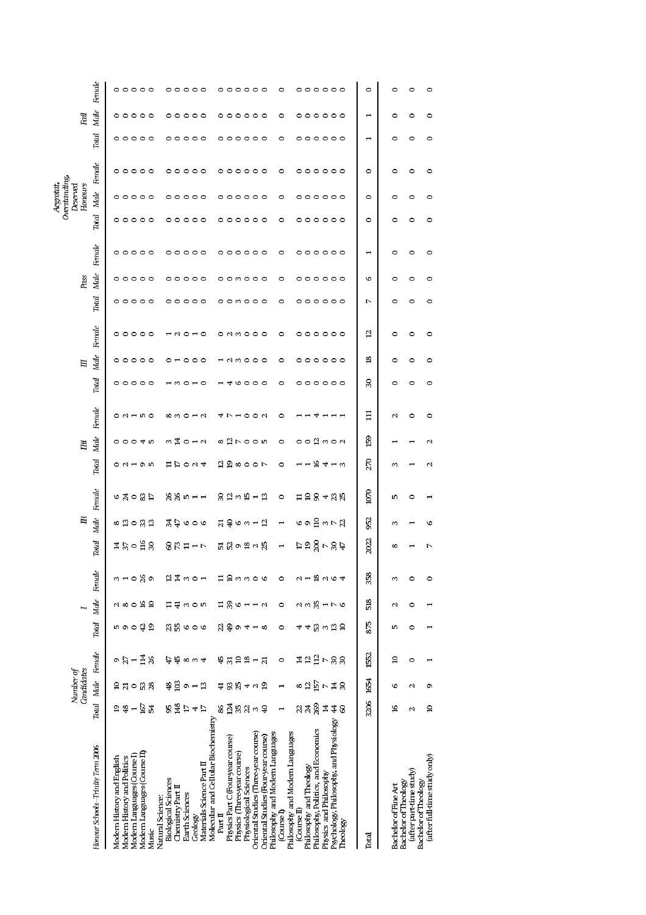| Honour Schools—Trinity Term 2006 | Number of Candidates | | | I | | | IIi | | | IIii | | | III | | | Pass | | | Aegrotat, Overstanding, Deserved Honours | | | Fail | | |
|---|---|---|---|---|---|---|---|---|---|---|---|---|---|---|---|---|---|---|---|---|---|---|---|---|
| | Total | Male | Female | Total | Male | Female | Total | Male | Female | Total | Male | Female | Total | Male | Female | Total | Male | Female | Total | Male | Female | Total | Male | Female |
| Modern History and English | 19 | 10 | 9 | 5 | 2 | 3 | 14 | 8 | 6 | 0 | 0 | 0 | 0 | 0 | 0 | 0 | 0 | 0 | 0 | 0 | 0 | 0 | 0 | 0 |
| Modern History and Politics | 48 | 21 | 27 | 9 | 8 | 1 | 37 | 13 | 24 | 2 | 0 | 2 | 0 | 0 | 0 | 0 | 0 | 0 | 0 | 0 | 0 | 0 | 0 | 0 |
| Modern Languages (Course I) | 1 | 0 | 1 | 0 | 0 | 0 | 0 | 0 | 0 | 1 | 0 | 1 | 0 | 0 | 0 | 0 | 0 | 0 | 0 | 0 | 0 | 0 | 0 | 0 |
| Modern Languages (Course II) | 167 | 53 | 114 | 42 | 16 | 26 | 116 | 33 | 83 | 9 | 4 | 5 | 0 | 0 | 0 | 0 | 0 | 0 | 0 | 0 | 0 | 0 | 0 | 0 |
| Music | 54 | 28 | 26 | 19 | 10 | 9 | 30 | 13 | 17 | 5 | 5 | 0 | 0 | 0 | 0 | 0 | 0 | 0 | 0 | 0 | 0 | 0 | 0 | 0 |
| Natural Science: | | | | | | | | | | | | | | | | | | | | | | | | |
| Biological Sciences | 95 | 48 | 47 | 23 | 11 | 12 | 60 | 34 | 26 | 11 | 3 | 8 | 1 | 0 | 1 | 0 | 0 | 0 | 0 | 0 | 0 | 0 | 0 | 0 |
| Chemistry Part II | 148 | 103 | 45 | 55 | 41 | 14 | 73 | 47 | 26 | 17 | 14 | 3 | 3 | 1 | 2 | 0 | 0 | 0 | 0 | 0 | 0 | 0 | 0 | 0 |
| Earth Sciences | 17 | 9 | 8 | 6 | 3 | 3 | 11 | 6 | 5 | 0 | 0 | 0 | 0 | 0 | 0 | 0 | 0 | 0 | 0 | 0 | 0 | 0 | 0 | 0 |
| Geology | 4 | 1 | 3 | 0 | 0 | 0 | 1 | 0 | 1 | 2 | 1 | 1 | 1 | 0 | 1 | 0 | 0 | 0 | 0 | 0 | 0 | 0 | 0 | 0 |
| Materials Science Part II | 17 | 13 | 4 | 6 | 5 | 1 | 7 | 6 | 1 | 4 | 2 | 2 | 0 | 0 | 0 | 0 | 0 | 0 | 0 | 0 | 0 | 0 | 0 | 0 |
| Molecular and Cellular Biochemistry Part II | 86 | 41 | 45 | 22 | 11 | 11 | 51 | 21 | 30 | 12 | 8 | 4 | 1 | 1 | 0 | 0 | 0 | 0 | 0 | 0 | 0 | 0 | 0 | 0 |
| Physics Part C (Four-year course) | 124 | 93 | 31 | 49 | 39 | 10 | 52 | 40 | 12 | 19 | 12 | 7 | 4 | 2 | 2 | 0 | 0 | 0 | 0 | 0 | 0 | 0 | 0 | 0 |
| Physics (Three-year course) | 35 | 25 | 10 | 9 | 6 | 3 | 9 | 6 | 3 | 8 | 7 | 1 | 6 | 3 | 3 | 3 | 3 | 0 | 0 | 0 | 0 | 0 | 0 | 0 |
| Physiological Sciences | 22 | 4 | 18 | 4 | 1 | 3 | 18 | 3 | 15 | 0 | 0 | 0 | 0 | 0 | 0 | 0 | 0 | 0 | 0 | 0 | 0 | 0 | 0 | 0 |
| Oriental Studies (Three-year course) | 3 | 2 | 1 | 1 | 1 | 0 | 2 | 1 | 1 | 0 | 0 | 0 | 0 | 0 | 0 | 0 | 0 | 0 | 0 | 0 | 0 | 0 | 0 | 0 |
| Oriental Studies (Four-year course) | 40 | 19 | 21 | 8 | 2 | 6 | 25 | 12 | 13 | 7 | 5 | 2 | 0 | 0 | 0 | 0 | 0 | 0 | 0 | 0 | 0 | 0 | 0 | 0 |
| Philosophy and Modern Languages (Course I) | 1 | 1 | 0 | 0 | 0 | 0 | 1 | 1 | 0 | 0 | 0 | 0 | 0 | 0 | 0 | 0 | 0 | 0 | 0 | 0 | 0 | 0 | 0 | 0 |
| Philosophy and Modern Languages (Course II) | 22 | 8 | 14 | 4 | 2 | 2 | 17 | 6 | 11 | 1 | 0 | 1 | 0 | 0 | 0 | 0 | 0 | 0 | 0 | 0 | 0 | 0 | 0 | 0 |
| Philosophy and Theology | 24 | 12 | 12 | 4 | 3 | 1 | 19 | 9 | 10 | 1 | 0 | 1 | 0 | 0 | 0 | 0 | 0 | 0 | 0 | 0 | 0 | 0 | 0 | 0 |
| Philosophy, Politics, and Economics | 269 | 157 | 112 | 53 | 35 | 18 | 200 | 110 | 90 | 16 | 12 | 4 | 0 | 0 | 0 | 0 | 0 | 0 | 0 | 0 | 0 | 0 | 0 | 0 |
| Physics and Philosophy | 14 | 7 | 7 | 3 | 1 | 2 | 7 | 3 | 4 | 4 | 3 | 1 | 0 | 0 | 0 | 0 | 0 | 0 | 0 | 0 | 0 | 0 | 0 | 0 |
| Psychology, Philosophy, and Physiology | 44 | 14 | 30 | 13 | 7 | 6 | 30 | 7 | 23 | 1 | 0 | 1 | 0 | 0 | 0 | 0 | 0 | 0 | 0 | 0 | 0 | 0 | 0 | 0 |
| Theology | 60 | 30 | 30 | 10 | 6 | 4 | 47 | 22 | 25 | 3 | 2 | 1 | 0 | 0 | 0 | 0 | 0 | 0 | 0 | 0 | 0 | 0 | 0 | 0 |
| Total | 3206 | 1654 | 1552 | 875 | 518 | 358 | 2022 | 952 | 1070 | 270 | 159 | 111 | 30 | 18 | 12 | 7 | 6 | 1 | 0 | 0 | 0 | 1 | 1 | 0 |
| Bachelor of Fine Art | 16 | 6 | 10 | 5 | 2 | 3 | 8 | 3 | 5 | 3 | 1 | 2 | 0 | 0 | 0 | 0 | 0 | 0 | 0 | 0 | 0 | 0 | 0 | 0 |
| Bachelor of Theology (after part-time study) | 2 | 2 | 0 | 0 | 0 | 0 | 1 | 1 | 0 | 1 | 1 | 0 | 0 | 0 | 0 | 0 | 0 | 0 | 0 | 0 | 0 | 0 | 0 | 0 |
| Bachelor of Theology (after full-time study only) | 10 | 9 | 1 | 1 | 1 | 0 | 7 | 6 | 1 | 2 | 2 | 0 | 0 | 0 | 0 | 0 | 0 | 0 | 0 | 0 | 0 | 0 | 0 | 0 |